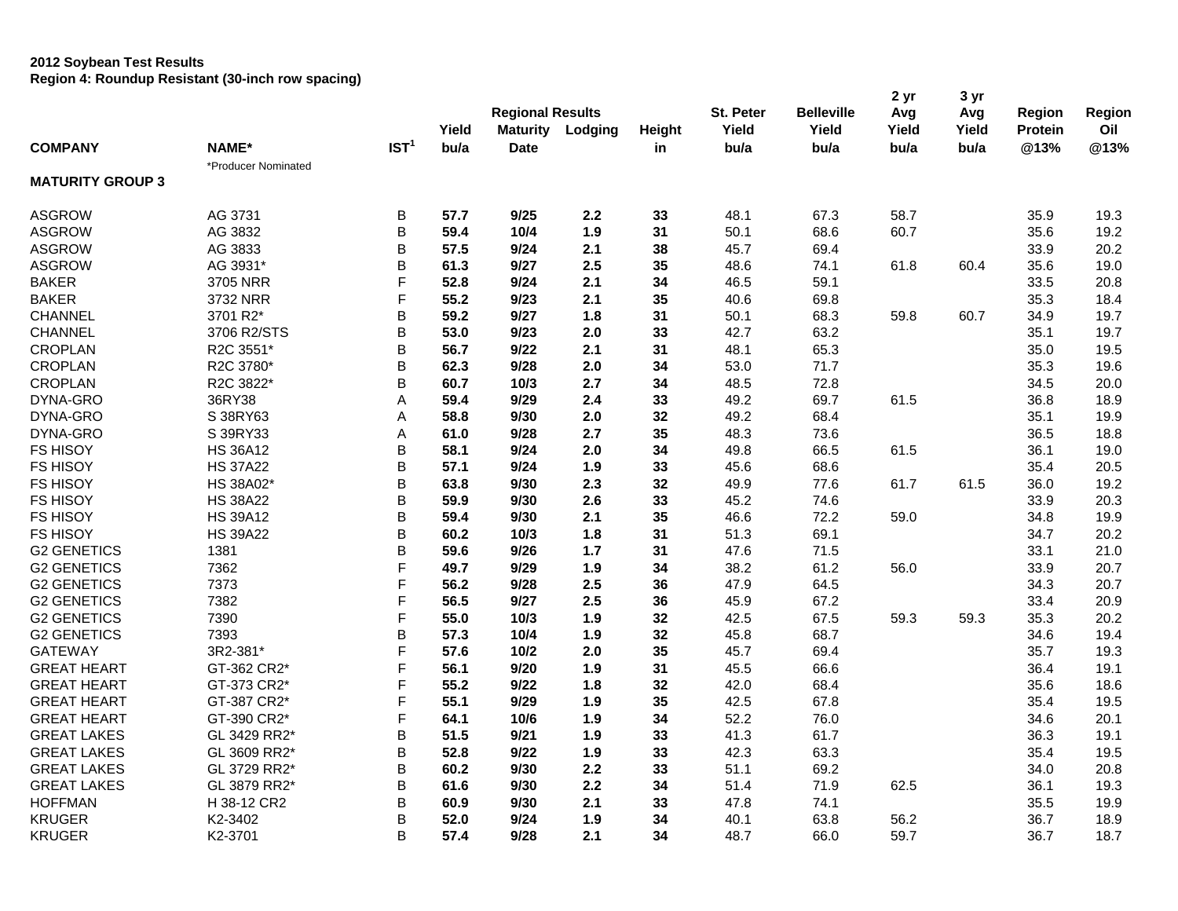**2012 Soybean Test Results**
**Region 4: Roundup Resistant (30-inch row spacing)**

| COMPANY | NAME* | IST[1] | Yield bu/a | Regional Results Maturity Date | Lodging | Height in | St. Peter Yield bu/a | Belleville Yield bu/a | 2 yr Avg Yield bu/a | 3 yr Avg Yield bu/a | Region Protein @13% | Region Oil @13% |
|---|---|---|---|---|---|---|---|---|---|---|---|---|
| | *Producer Nominated | | | | | | | | | | | |
| **MATURITY GROUP 3** | | | | | | | | | | | | |
| ASGROW | AG 3731 | B | **57.7** | **9/25** | **2.2** | **33** | 48.1 | 67.3 | 58.7 | | 35.9 | 19.3 |
| ASGROW | AG 3832 | B | **59.4** | **10/4** | **1.9** | **31** | 50.1 | 68.6 | 60.7 | | 35.6 | 19.2 |
| ASGROW | AG 3833 | B | **57.5** | **9/24** | **2.1** | **38** | 45.7 | 69.4 | | | 33.9 | 20.2 |
| ASGROW | AG 3931* | B | **61.3** | **9/27** | **2.5** | **35** | 48.6 | 74.1 | 61.8 | 60.4 | 35.6 | 19.0 |
| BAKER | 3705 NRR | F | **52.8** | **9/24** | **2.1** | **34** | 46.5 | 59.1 | | | 33.5 | 20.8 |
| BAKER | 3732 NRR | F | **55.2** | **9/23** | **2.1** | **35** | 40.6 | 69.8 | | | 35.3 | 18.4 |
| CHANNEL | 3701 R2* | B | **59.2** | **9/27** | **1.8** | **31** | 50.1 | 68.3 | 59.8 | 60.7 | 34.9 | 19.7 |
| CHANNEL | 3706 R2/STS | B | **53.0** | **9/23** | **2.0** | **33** | 42.7 | 63.2 | | | 35.1 | 19.7 |
| CROPLAN | R2C 3551* | B | **56.7** | **9/22** | **2.1** | **31** | 48.1 | 65.3 | | | 35.0 | 19.5 |
| CROPLAN | R2C 3780* | B | **62.3** | **9/28** | **2.0** | **34** | 53.0 | 71.7 | | | 35.3 | 19.6 |
| CROPLAN | R2C 3822* | B | **60.7** | **10/3** | **2.7** | **34** | 48.5 | 72.8 | | | 34.5 | 20.0 |
| DYNA-GRO | 36RY38 | A | **59.4** | **9/29** | **2.4** | **33** | 49.2 | 69.7 | 61.5 | | 36.8 | 18.9 |
| DYNA-GRO | S 38RY63 | A | **58.8** | **9/30** | **2.0** | **32** | 49.2 | 68.4 | | | 35.1 | 19.9 |
| DYNA-GRO | S 39RY33 | A | **61.0** | **9/28** | **2.7** | **35** | 48.3 | 73.6 | | | 36.5 | 18.8 |
| FS HISOY | HS 36A12 | B | **58.1** | **9/24** | **2.0** | **34** | 49.8 | 66.5 | 61.5 | | 36.1 | 19.0 |
| FS HISOY | HS 37A22 | B | **57.1** | **9/24** | **1.9** | **33** | 45.6 | 68.6 | | | 35.4 | 20.5 |
| FS HISOY | HS 38A02* | B | **63.8** | **9/30** | **2.3** | **32** | 49.9 | 77.6 | 61.7 | 61.5 | 36.0 | 19.2 |
| FS HISOY | HS 38A22 | B | **59.9** | **9/30** | **2.6** | **33** | 45.2 | 74.6 | | | 33.9 | 20.3 |
| FS HISOY | HS 39A12 | B | **59.4** | **9/30** | **2.1** | **35** | 46.6 | 72.2 | 59.0 | | 34.8 | 19.9 |
| FS HISOY | HS 39A22 | B | **60.2** | **10/3** | **1.8** | **31** | 51.3 | 69.1 | | | 34.7 | 20.2 |
| G2 GENETICS | 1381 | B | **59.6** | **9/26** | **1.7** | **31** | 47.6 | 71.5 | | | 33.1 | 21.0 |
| G2 GENETICS | 7362 | F | **49.7** | **9/29** | **1.9** | **34** | 38.2 | 61.2 | 56.0 | | 33.9 | 20.7 |
| G2 GENETICS | 7373 | F | **56.2** | **9/28** | **2.5** | **36** | 47.9 | 64.5 | | | 34.3 | 20.7 |
| G2 GENETICS | 7382 | F | **56.5** | **9/27** | **2.5** | **36** | 45.9 | 67.2 | | | 33.4 | 20.9 |
| G2 GENETICS | 7390 | F | **55.0** | **10/3** | **1.9** | **32** | 42.5 | 67.5 | 59.3 | 59.3 | 35.3 | 20.2 |
| G2 GENETICS | 7393 | B | **57.3** | **10/4** | **1.9** | **32** | 45.8 | 68.7 | | | 34.6 | 19.4 |
| GATEWAY | 3R2-381* | F | **57.6** | **10/2** | **2.0** | **35** | 45.7 | 69.4 | | | 35.7 | 19.3 |
| GREAT HEART | GT-362 CR2* | F | **56.1** | **9/20** | **1.9** | **31** | 45.5 | 66.6 | | | 36.4 | 19.1 |
| GREAT HEART | GT-373 CR2* | F | **55.2** | **9/22** | **1.8** | **32** | 42.0 | 68.4 | | | 35.6 | 18.6 |
| GREAT HEART | GT-387 CR2* | F | **55.1** | **9/29** | **1.9** | **35** | 42.5 | 67.8 | | | 35.4 | 19.5 |
| GREAT HEART | GT-390 CR2* | F | **64.1** | **10/6** | **1.9** | **34** | 52.2 | 76.0 | | | 34.6 | 20.1 |
| GREAT LAKES | GL 3429 RR2* | B | **51.5** | **9/21** | **1.9** | **33** | 41.3 | 61.7 | | | 36.3 | 19.1 |
| GREAT LAKES | GL 3609 RR2* | B | **52.8** | **9/22** | **1.9** | **33** | 42.3 | 63.3 | | | 35.4 | 19.5 |
| GREAT LAKES | GL 3729 RR2* | B | **60.2** | **9/30** | **2.2** | **33** | 51.1 | 69.2 | | | 34.0 | 20.8 |
| GREAT LAKES | GL 3879 RR2* | B | **61.6** | **9/30** | **2.2** | **34** | 51.4 | 71.9 | 62.5 | | 36.1 | 19.3 |
| HOFFMAN | H 38-12 CR2 | B | **60.9** | **9/30** | **2.1** | **33** | 47.8 | 74.1 | | | 35.5 | 19.9 |
| KRUGER | K2-3402 | B | **52.0** | **9/24** | **1.9** | **34** | 40.1 | 63.8 | 56.2 | | 36.7 | 18.9 |
| KRUGER | K2-3701 | B | **57.4** | **9/28** | **2.1** | **34** | 48.7 | 66.0 | 59.7 | | 36.7 | 18.7 |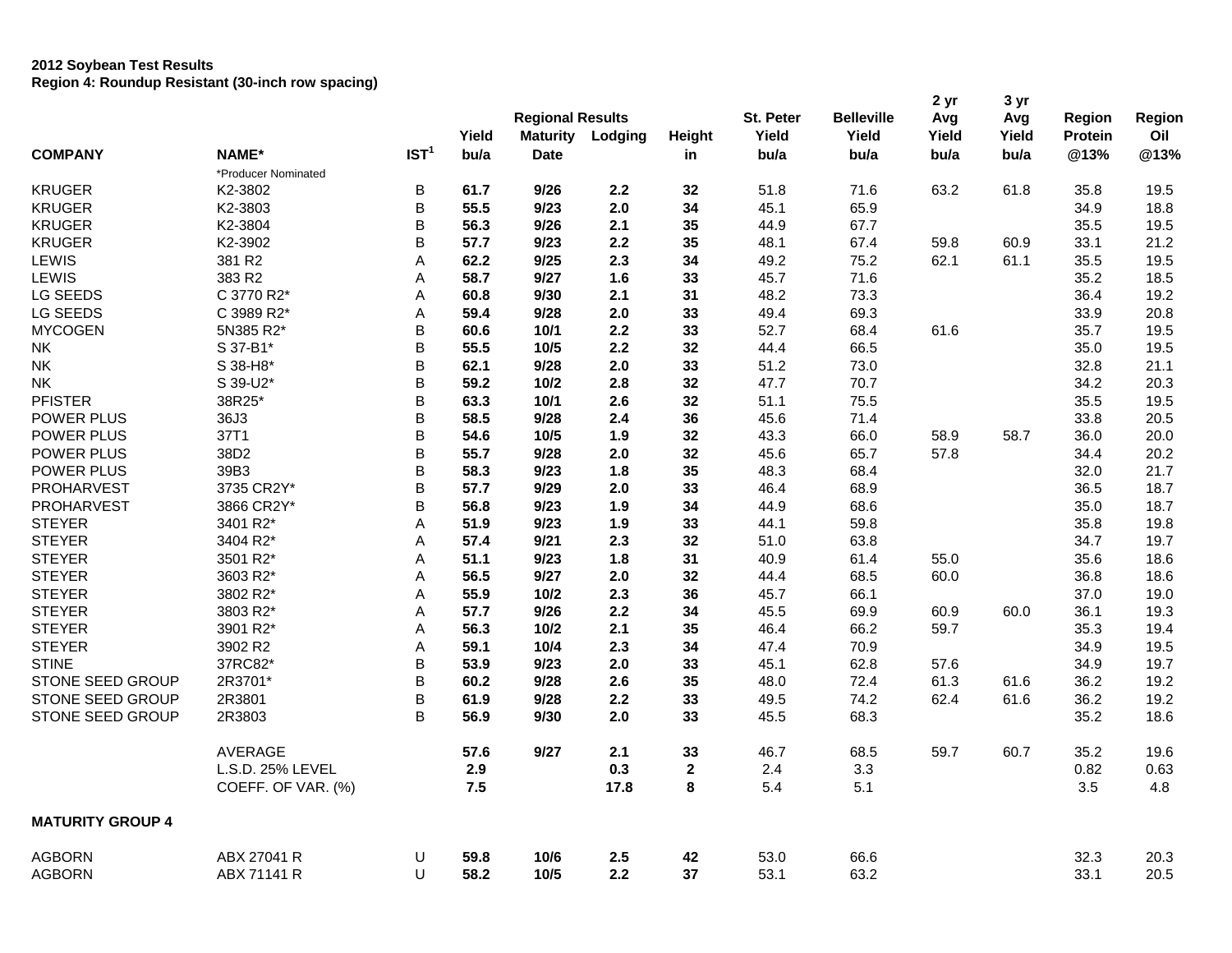**2012 Soybean Test Results**
**Region 4: Roundup Resistant (30-inch row spacing)**

| COMPANY | NAME* | IST[1] | Yield bu/a | Regional Results Maturity Date | Lodging | Height in | St. Peter Yield bu/a | Belleville Yield bu/a | 2 yr Avg Yield bu/a | 3 yr Avg Yield bu/a | Region Protein @13% | Region Oil @13% |
|---|---|---|---|---|---|---|---|---|---|---|---|---|
| | *Producer Nominated | | | | | | | | | | | |
| KRUGER | K2-3802 | B | **61.7** | **9/26** | **2.2** | **32** | 51.8 | 71.6 | 63.2 | 61.8 | 35.8 | 19.5 |
| KRUGER | K2-3803 | B | **55.5** | **9/23** | **2.0** | **34** | 45.1 | 65.9 | | | 34.9 | 18.8 |
| KRUGER | K2-3804 | B | **56.3** | **9/26** | **2.1** | **35** | 44.9 | 67.7 | | | 35.5 | 19.5 |
| KRUGER | K2-3902 | B | **57.7** | **9/23** | **2.2** | **35** | 48.1 | 67.4 | 59.8 | 60.9 | 33.1 | 21.2 |
| LEWIS | 381 R2 | A | **62.2** | **9/25** | **2.3** | **34** | 49.2 | 75.2 | 62.1 | 61.1 | 35.5 | 19.5 |
| LEWIS | 383 R2 | A | **58.7** | **9/27** | **1.6** | **33** | 45.7 | 71.6 | | | 35.2 | 18.5 |
| LG SEEDS | C 3770 R2* | A | **60.8** | **9/30** | **2.1** | **31** | 48.2 | 73.3 | | | 36.4 | 19.2 |
| LG SEEDS | C 3989 R2* | A | **59.4** | **9/28** | **2.0** | **33** | 49.4 | 69.3 | | | 33.9 | 20.8 |
| MYCOGEN | 5N385 R2* | B | **60.6** | **10/1** | **2.2** | **33** | 52.7 | 68.4 | 61.6 | | 35.7 | 19.5 |
| NK | S 37-B1* | B | **55.5** | **10/5** | **2.2** | **32** | 44.4 | 66.5 | | | 35.0 | 19.5 |
| NK | S 38-H8* | B | **62.1** | **9/28** | **2.0** | **33** | 51.2 | 73.0 | | | 32.8 | 21.1 |
| NK | S 39-U2* | B | **59.2** | **10/2** | **2.8** | **32** | 47.7 | 70.7 | | | 34.2 | 20.3 |
| PFISTER | 38R25* | B | **63.3** | **10/1** | **2.6** | **32** | 51.1 | 75.5 | | | 35.5 | 19.5 |
| POWER PLUS | 36J3 | B | **58.5** | **9/28** | **2.4** | **36** | 45.6 | 71.4 | | | 33.8 | 20.5 |
| POWER PLUS | 37T1 | B | **54.6** | **10/5** | **1.9** | **32** | 43.3 | 66.0 | 58.9 | 58.7 | 36.0 | 20.0 |
| POWER PLUS | 38D2 | B | **55.7** | **9/28** | **2.0** | **32** | 45.6 | 65.7 | 57.8 | | 34.4 | 20.2 |
| POWER PLUS | 39B3 | B | **58.3** | **9/23** | **1.8** | **35** | 48.3 | 68.4 | | | 32.0 | 21.7 |
| PROHARVEST | 3735 CR2Y* | B | **57.7** | **9/29** | **2.0** | **33** | 46.4 | 68.9 | | | 36.5 | 18.7 |
| PROHARVEST | 3866 CR2Y* | B | **56.8** | **9/23** | **1.9** | **34** | 44.9 | 68.6 | | | 35.0 | 18.7 |
| STEYER | 3401 R2* | A | **51.9** | **9/23** | **1.9** | **33** | 44.1 | 59.8 | | | 35.8 | 19.8 |
| STEYER | 3404 R2* | A | **57.4** | **9/21** | **2.3** | **32** | 51.0 | 63.8 | | | 34.7 | 19.7 |
| STEYER | 3501 R2* | A | **51.1** | **9/23** | **1.8** | **31** | 40.9 | 61.4 | 55.0 | | 35.6 | 18.6 |
| STEYER | 3603 R2* | A | **56.5** | **9/27** | **2.0** | **32** | 44.4 | 68.5 | 60.0 | | 36.8 | 18.6 |
| STEYER | 3802 R2* | A | **55.9** | **10/2** | **2.3** | **36** | 45.7 | 66.1 | | | 37.0 | 19.0 |
| STEYER | 3803 R2* | A | **57.7** | **9/26** | **2.2** | **34** | 45.5 | 69.9 | 60.9 | 60.0 | 36.1 | 19.3 |
| STEYER | 3901 R2* | A | **56.3** | **10/2** | **2.1** | **35** | 46.4 | 66.2 | 59.7 | | 35.3 | 19.4 |
| STEYER | 3902 R2 | A | **59.1** | **10/4** | **2.3** | **34** | 47.4 | 70.9 | | | 34.9 | 19.5 |
| STINE | 37RC82* | B | **53.9** | **9/23** | **2.0** | **33** | 45.1 | 62.8 | 57.6 | | 34.9 | 19.7 |
| STONE SEED GROUP | 2R3701* | B | **60.2** | **9/28** | **2.6** | **35** | 48.0 | 72.4 | 61.3 | 61.6 | 36.2 | 19.2 |
| STONE SEED GROUP | 2R3801 | B | **61.9** | **9/28** | **2.2** | **33** | 49.5 | 74.2 | 62.4 | 61.6 | 36.2 | 19.2 |
| STONE SEED GROUP | 2R3803 | B | **56.9** | **9/30** | **2.0** | **33** | 45.5 | 68.3 | | | 35.2 | 18.6 |
| | AVERAGE | | **57.6** | **9/27** | **2.1** | **33** | 46.7 | 68.5 | 59.7 | 60.7 | 35.2 | 19.6 |
| | L.S.D. 25% LEVEL | | **2.9** | | **0.3** | **2** | 2.4 | 3.3 | | | 0.82 | 0.63 |
| | COEFF. OF VAR. (%) | | **7.5** | | **17.8** | **8** | 5.4 | 5.1 | | | 3.5 | 4.8 |
| **MATURITY GROUP 4** | | | | | | | | | | | | |
| AGBORN | ABX 27041 R | U | **59.8** | **10/6** | **2.5** | **42** | 53.0 | 66.6 | | | 32.3 | 20.3 |
| AGBORN | ABX 71141 R | U | **58.2** | **10/5** | **2.2** | **37** | 53.1 | 63.2 | | | 33.1 | 20.5 |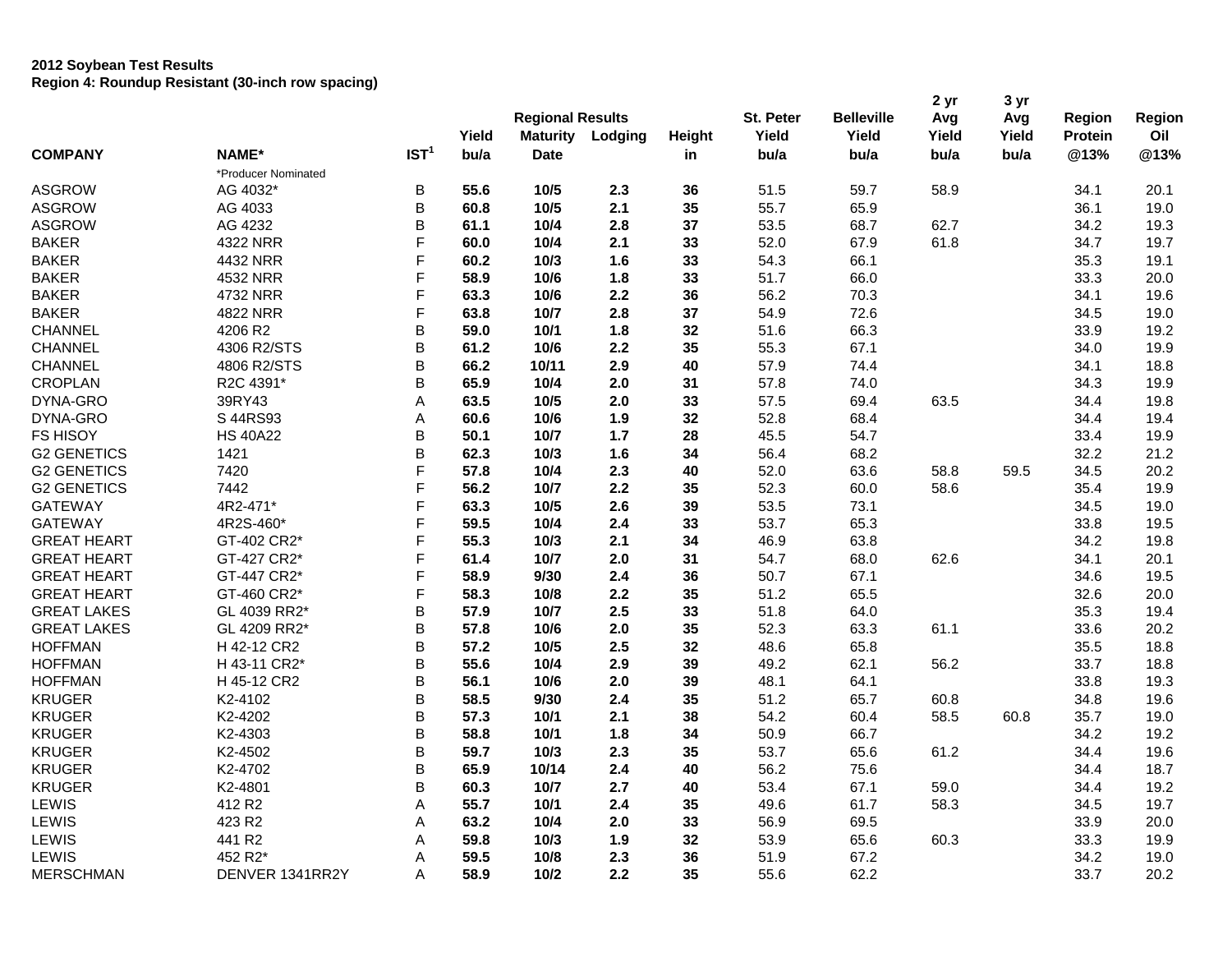**2012 Soybean Test Results**
**Region 4: Roundup Resistant (30-inch row spacing)**

| COMPANY | NAME* | IST[1] | Yield bu/a | Regional Results Maturity Date | Lodging | Height in | St. Peter Yield bu/a | Belleville Yield bu/a | 2 yr Avg Yield bu/a | 3 yr Avg Yield bu/a | Region Protein @13% | Region Oil @13% |
|---|---|---|---|---|---|---|---|---|---|---|---|---|
| | *Producer Nominated | | | | | | | | | | | |
| ASGROW | AG 4032* | B | **55.6** | **10/5** | **2.3** | **36** | 51.5 | 59.7 | 58.9 | | 34.1 | 20.1 |
| ASGROW | AG 4033 | B | **60.8** | **10/5** | **2.1** | **35** | 55.7 | 65.9 | | | 36.1 | 19.0 |
| ASGROW | AG 4232 | B | **61.1** | **10/4** | **2.8** | **37** | 53.5 | 68.7 | 62.7 | | 34.2 | 19.3 |
| BAKER | 4322 NRR | F | **60.0** | **10/4** | **2.1** | **33** | 52.0 | 67.9 | 61.8 | | 34.7 | 19.7 |
| BAKER | 4432 NRR | F | **60.2** | **10/3** | **1.6** | **33** | 54.3 | 66.1 | | | 35.3 | 19.1 |
| BAKER | 4532 NRR | F | **58.9** | **10/6** | **1.8** | **33** | 51.7 | 66.0 | | | 33.3 | 20.0 |
| BAKER | 4732 NRR | F | **63.3** | **10/6** | **2.2** | **36** | 56.2 | 70.3 | | | 34.1 | 19.6 |
| BAKER | 4822 NRR | F | **63.8** | **10/7** | **2.8** | **37** | 54.9 | 72.6 | | | 34.5 | 19.0 |
| CHANNEL | 4206 R2 | B | **59.0** | **10/1** | **1.8** | **32** | 51.6 | 66.3 | | | 33.9 | 19.2 |
| CHANNEL | 4306 R2/STS | B | **61.2** | **10/6** | **2.2** | **35** | 55.3 | 67.1 | | | 34.0 | 19.9 |
| CHANNEL | 4806 R2/STS | B | **66.2** | **10/11** | **2.9** | **40** | 57.9 | 74.4 | | | 34.1 | 18.8 |
| CROPLAN | R2C 4391* | B | **65.9** | **10/4** | **2.0** | **31** | 57.8 | 74.0 | | | 34.3 | 19.9 |
| DYNA-GRO | 39RY43 | A | **63.5** | **10/5** | **2.0** | **33** | 57.5 | 69.4 | 63.5 | | 34.4 | 19.8 |
| DYNA-GRO | S 44RS93 | A | **60.6** | **10/6** | **1.9** | **32** | 52.8 | 68.4 | | | 34.4 | 19.4 |
| FS HISOY | HS 40A22 | B | **50.1** | **10/7** | **1.7** | **28** | 45.5 | 54.7 | | | 33.4 | 19.9 |
| G2 GENETICS | 1421 | B | **62.3** | **10/3** | **1.6** | **34** | 56.4 | 68.2 | | | 32.2 | 21.2 |
| G2 GENETICS | 7420 | F | **57.8** | **10/4** | **2.3** | **40** | 52.0 | 63.6 | 58.8 | 59.5 | 34.5 | 20.2 |
| G2 GENETICS | 7442 | F | **56.2** | **10/7** | **2.2** | **35** | 52.3 | 60.0 | 58.6 | | 35.4 | 19.9 |
| GATEWAY | 4R2-471* | F | **63.3** | **10/5** | **2.6** | **39** | 53.5 | 73.1 | | | 34.5 | 19.0 |
| GATEWAY | 4R2S-460* | F | **59.5** | **10/4** | **2.4** | **33** | 53.7 | 65.3 | | | 33.8 | 19.5 |
| GREAT HEART | GT-402 CR2* | F | **55.3** | **10/3** | **2.1** | **34** | 46.9 | 63.8 | | | 34.2 | 19.8 |
| GREAT HEART | GT-427 CR2* | F | **61.4** | **10/7** | **2.0** | **31** | 54.7 | 68.0 | 62.6 | | 34.1 | 20.1 |
| GREAT HEART | GT-447 CR2* | F | **58.9** | **9/30** | **2.4** | **36** | 50.7 | 67.1 | | | 34.6 | 19.5 |
| GREAT HEART | GT-460 CR2* | F | **58.3** | **10/8** | **2.2** | **35** | 51.2 | 65.5 | | | 32.6 | 20.0 |
| GREAT LAKES | GL 4039 RR2* | B | **57.9** | **10/7** | **2.5** | **33** | 51.8 | 64.0 | | | 35.3 | 19.4 |
| GREAT LAKES | GL 4209 RR2* | B | **57.8** | **10/6** | **2.0** | **35** | 52.3 | 63.3 | 61.1 | | 33.6 | 20.2 |
| HOFFMAN | H 42-12 CR2 | B | **57.2** | **10/5** | **2.5** | **32** | 48.6 | 65.8 | | | 35.5 | 18.8 |
| HOFFMAN | H 43-11 CR2* | B | **55.6** | **10/4** | **2.9** | **39** | 49.2 | 62.1 | 56.2 | | 33.7 | 18.8 |
| HOFFMAN | H 45-12 CR2 | B | **56.1** | **10/6** | **2.0** | **39** | 48.1 | 64.1 | | | 33.8 | 19.3 |
| KRUGER | K2-4102 | B | **58.5** | **9/30** | **2.4** | **35** | 51.2 | 65.7 | 60.8 | | 34.8 | 19.6 |
| KRUGER | K2-4202 | B | **57.3** | **10/1** | **2.1** | **38** | 54.2 | 60.4 | 58.5 | 60.8 | 35.7 | 19.0 |
| KRUGER | K2-4303 | B | **58.8** | **10/1** | **1.8** | **34** | 50.9 | 66.7 | | | 34.2 | 19.2 |
| KRUGER | K2-4502 | B | **59.7** | **10/3** | **2.3** | **35** | 53.7 | 65.6 | 61.2 | | 34.4 | 19.6 |
| KRUGER | K2-4702 | B | **65.9** | **10/14** | **2.4** | **40** | 56.2 | 75.6 | | | 34.4 | 18.7 |
| KRUGER | K2-4801 | B | **60.3** | **10/7** | **2.7** | **40** | 53.4 | 67.1 | 59.0 | | 34.4 | 19.2 |
| LEWIS | 412 R2 | A | **55.7** | **10/1** | **2.4** | **35** | 49.6 | 61.7 | 58.3 | | 34.5 | 19.7 |
| LEWIS | 423 R2 | A | **63.2** | **10/4** | **2.0** | **33** | 56.9 | 69.5 | | | 33.9 | 20.0 |
| LEWIS | 441 R2 | A | **59.8** | **10/3** | **1.9** | **32** | 53.9 | 65.6 | 60.3 | | 33.3 | 19.9 |
| LEWIS | 452 R2* | A | **59.5** | **10/8** | **2.3** | **36** | 51.9 | 67.2 | | | 34.2 | 19.0 |
| MERSCHMAN | DENVER 1341RR2Y | A | **58.9** | **10/2** | **2.2** | **35** | 55.6 | 62.2 | | | 33.7 | 20.2 |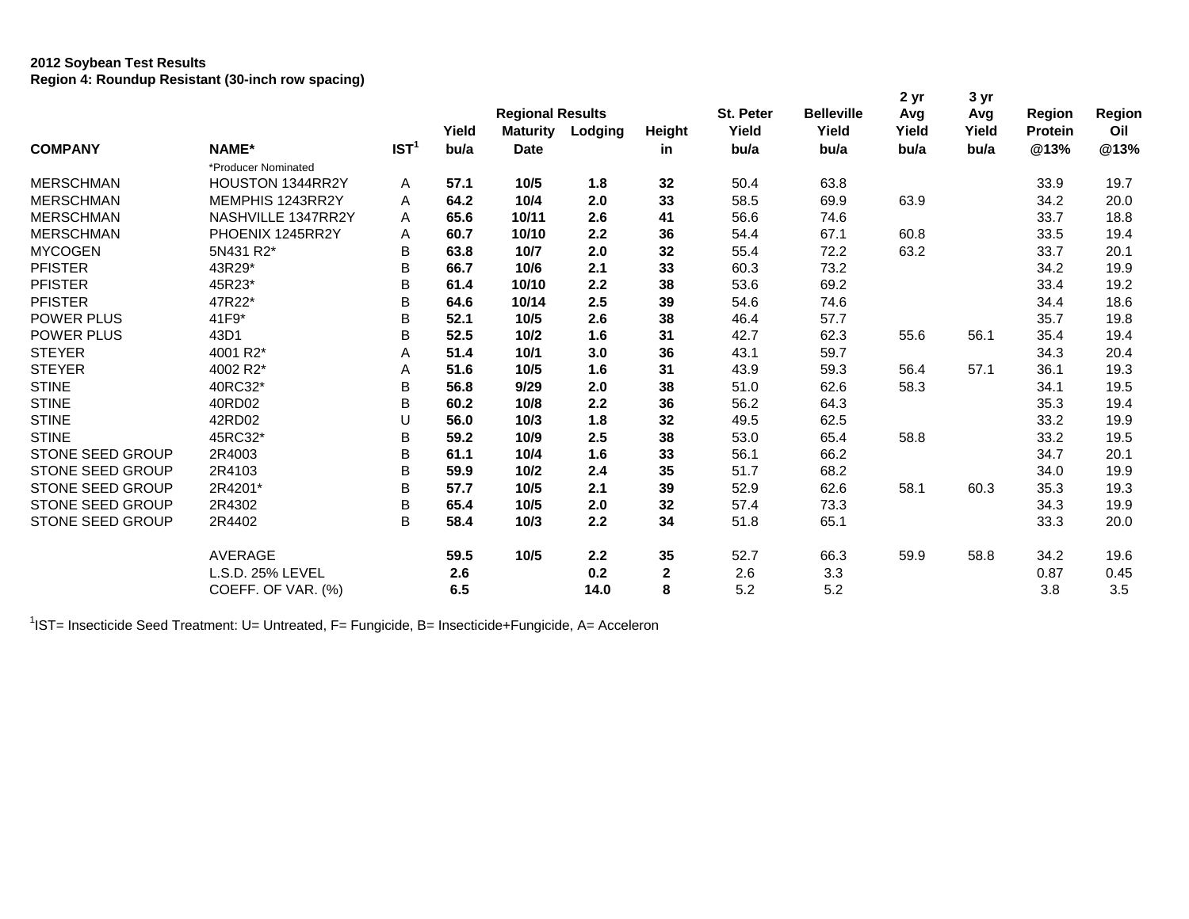**2012 Soybean Test Results**
**Region 4: Roundup Resistant (30-inch row spacing)**

| | | | | Regional Results | | | | | | 2 yr | 3 yr | | |
|---|---|---|---|---|---|---|---|---|---|---|---|---|---|
| **COMPANY** | **NAME*** | **IST[1]** | **Yield bu/a** | **Maturity Date** | **Lodging** | **Height in** | **St. Peter Yield bu/a** | **Belleville Yield bu/a** | **Avg Yield bu/a** | **Avg Yield bu/a** | **Region Protein @13%** | **Region Oil @13%** |
| | *Producer Nominated | | | | | | | | | | | |
| MERSCHMAN | HOUSTON 1344RR2Y | A | **57.1** | **10/5** | **1.8** | **32** | 50.4 | 63.8 | | | 33.9 | 19.7 |
| MERSCHMAN | MEMPHIS 1243RR2Y | A | **64.2** | **10/4** | **2.0** | **33** | 58.5 | 69.9 | 63.9 | | 34.2 | 20.0 |
| MERSCHMAN | NASHVILLE 1347RR2Y | A | **65.6** | **10/11** | **2.6** | **41** | 56.6 | 74.6 | | | 33.7 | 18.8 |
| MERSCHMAN | PHOENIX 1245RR2Y | A | **60.7** | **10/10** | **2.2** | **36** | 54.4 | 67.1 | 60.8 | | 33.5 | 19.4 |
| MYCOGEN | 5N431 R2* | B | **63.8** | **10/7** | **2.0** | **32** | 55.4 | 72.2 | 63.2 | | 33.7 | 20.1 |
| PFISTER | 43R29* | B | **66.7** | **10/6** | **2.1** | **33** | 60.3 | 73.2 | | | 34.2 | 19.9 |
| PFISTER | 45R23* | B | **61.4** | **10/10** | **2.2** | **38** | 53.6 | 69.2 | | | 33.4 | 19.2 |
| PFISTER | 47R22* | B | **64.6** | **10/14** | **2.5** | **39** | 54.6 | 74.6 | | | 34.4 | 18.6 |
| POWER PLUS | 41F9* | B | **52.1** | **10/5** | **2.6** | **38** | 46.4 | 57.7 | | | 35.7 | 19.8 |
| POWER PLUS | 43D1 | B | **52.5** | **10/2** | **1.6** | **31** | 42.7 | 62.3 | 55.6 | 56.1 | 35.4 | 19.4 |
| STEYER | 4001 R2* | A | **51.4** | **10/1** | **3.0** | **36** | 43.1 | 59.7 | | | 34.3 | 20.4 |
| STEYER | 4002 R2* | A | **51.6** | **10/5** | **1.6** | **31** | 43.9 | 59.3 | 56.4 | 57.1 | 36.1 | 19.3 |
| STINE | 40RC32* | B | **56.8** | **9/29** | **2.0** | **38** | 51.0 | 62.6 | 58.3 | | 34.1 | 19.5 |
| STINE | 40RD02 | B | **60.2** | **10/8** | **2.2** | **36** | 56.2 | 64.3 | | | 35.3 | 19.4 |
| STINE | 42RD02 | U | **56.0** | **10/3** | **1.8** | **32** | 49.5 | 62.5 | | | 33.2 | 19.9 |
| STINE | 45RC32* | B | **59.2** | **10/9** | **2.5** | **38** | 53.0 | 65.4 | 58.8 | | 33.2 | 19.5 |
| STONE SEED GROUP | 2R4003 | B | **61.1** | **10/4** | **1.6** | **33** | 56.1 | 66.2 | | | 34.7 | 20.1 |
| STONE SEED GROUP | 2R4103 | B | **59.9** | **10/2** | **2.4** | **35** | 51.7 | 68.2 | | | 34.0 | 19.9 |
| STONE SEED GROUP | 2R4201* | B | **57.7** | **10/5** | **2.1** | **39** | 52.9 | 62.6 | 58.1 | 60.3 | 35.3 | 19.3 |
| STONE SEED GROUP | 2R4302 | B | **65.4** | **10/5** | **2.0** | **32** | 57.4 | 73.3 | | | 34.3 | 19.9 |
| STONE SEED GROUP | 2R4402 | B | **58.4** | **10/3** | **2.2** | **34** | 51.8 | 65.1 | | | 33.3 | 20.0 |
| | AVERAGE | | **59.5** | **10/5** | **2.2** | **35** | 52.7 | 66.3 | 59.9 | 58.8 | 34.2 | 19.6 |
| | L.S.D. 25% LEVEL | | **2.6** | | **0.2** | **2** | 2.6 | 3.3 | | | 0.87 | 0.45 |
| | COEFF. OF VAR. (%) | | **6.5** | | **14.0** | **8** | 5.2 | 5.2 | | | 3.8 | 3.5 |

[1]IST= Insecticide Seed Treatment: U= Untreated, F= Fungicide, B= Insecticide+Fungicide, A= Acceleron